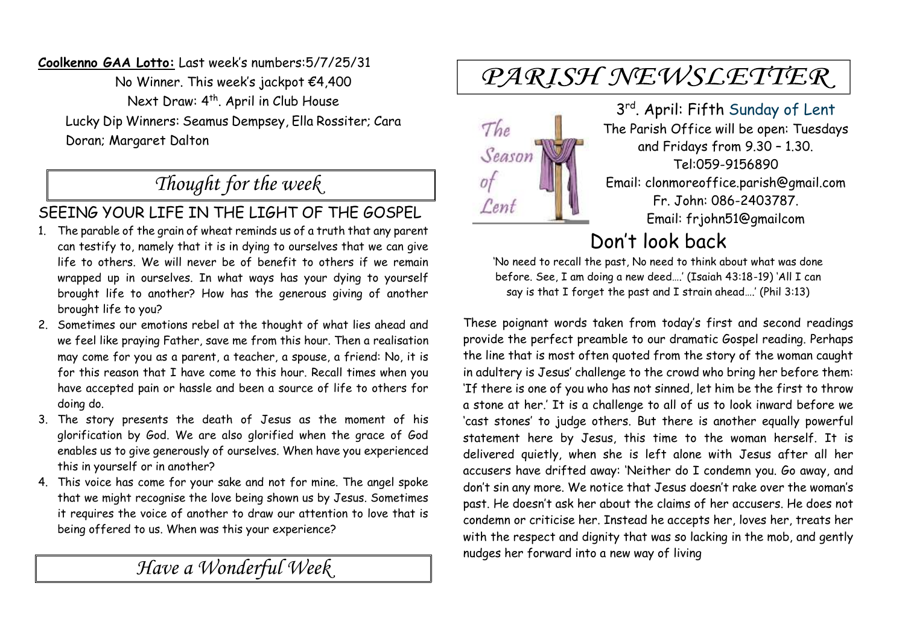**Coolkenno GAA Lotto:** Last week's numbers:5/7/25/31

No Winner. This week's jackpot €4,400

Next Draw: 4th. April in Club House

Lucky Dip Winners: Seamus Dempsey, Ella Rossiter; Cara Doran; Margaret Dalton

## *Thought for the week*

### SEEING YOUR LIFE IN THE LIGHT OF THE GOSPEL

1. The parable of the grain of wheat reminds us of a truth that any parent can testify to, namely that it is in dying to ourselves that we can give life to others. We will never be of benefit to others if we remain wrapped up in ourselves. In what ways has your dying to yourself brought life to another? How has the generous giving of another brought life to you?
2. Sometimes our emotions rebel at the thought of what lies ahead and we feel like praying Father, save me from this hour. Then a realisation may come for you as a parent, a teacher, a spouse, a friend: No, it is for this reason that I have come to this hour. Recall times when you have accepted pain or hassle and been a source of life to others for doing do.
3. The story presents the death of Jesus as the moment of his glorification by God. We are also glorified when the grace of God enables us to give generously of ourselves. When have you experienced this in yourself or in another?
4. This voice has come for your sake and not for mine. The angel spoke that we might recognise the love being shown us by Jesus. Sometimes it requires the voice of another to draw our attention to love that is being offered to us. When was this your experience?

## *Have a Wonderful Week*

# *PARISH NEWSLETTER*

The Season of Lent

3rd. April: Fifth Sunday of Lent

The Parish Office will be open: Tuesdays and Fridays from 9.30 – 1.30.

Tel:059-9156890

Email: clonmoreoffice.parish@gmail.com

Fr. John: 086-2403787.

Email: frjohn51@gmailcom

## Don't look back

'No need to recall the past, No need to think about what was done before. See, I am doing a new deed….' (Isaiah 43:18-19) 'All I can say is that I forget the past and I strain ahead….' (Phil 3:13)

These poignant words taken from today's first and second readings provide the perfect preamble to our dramatic Gospel reading. Perhaps the line that is most often quoted from the story of the woman caught in adultery is Jesus' challenge to the crowd who bring her before them: 'If there is one of you who has not sinned, let him be the first to throw a stone at her.' It is a challenge to all of us to look inward before we 'cast stones' to judge others. But there is another equally powerful statement here by Jesus, this time to the woman herself. It is delivered quietly, when she is left alone with Jesus after all her accusers have drifted away: 'Neither do I condemn you. Go away, and don't sin any more. We notice that Jesus doesn't rake over the woman's past. He doesn't ask her about the claims of her accusers. He does not condemn or criticise her. Instead he accepts her, loves her, treats her with the respect and dignity that was so lacking in the mob, and gently nudges her forward into a new way of living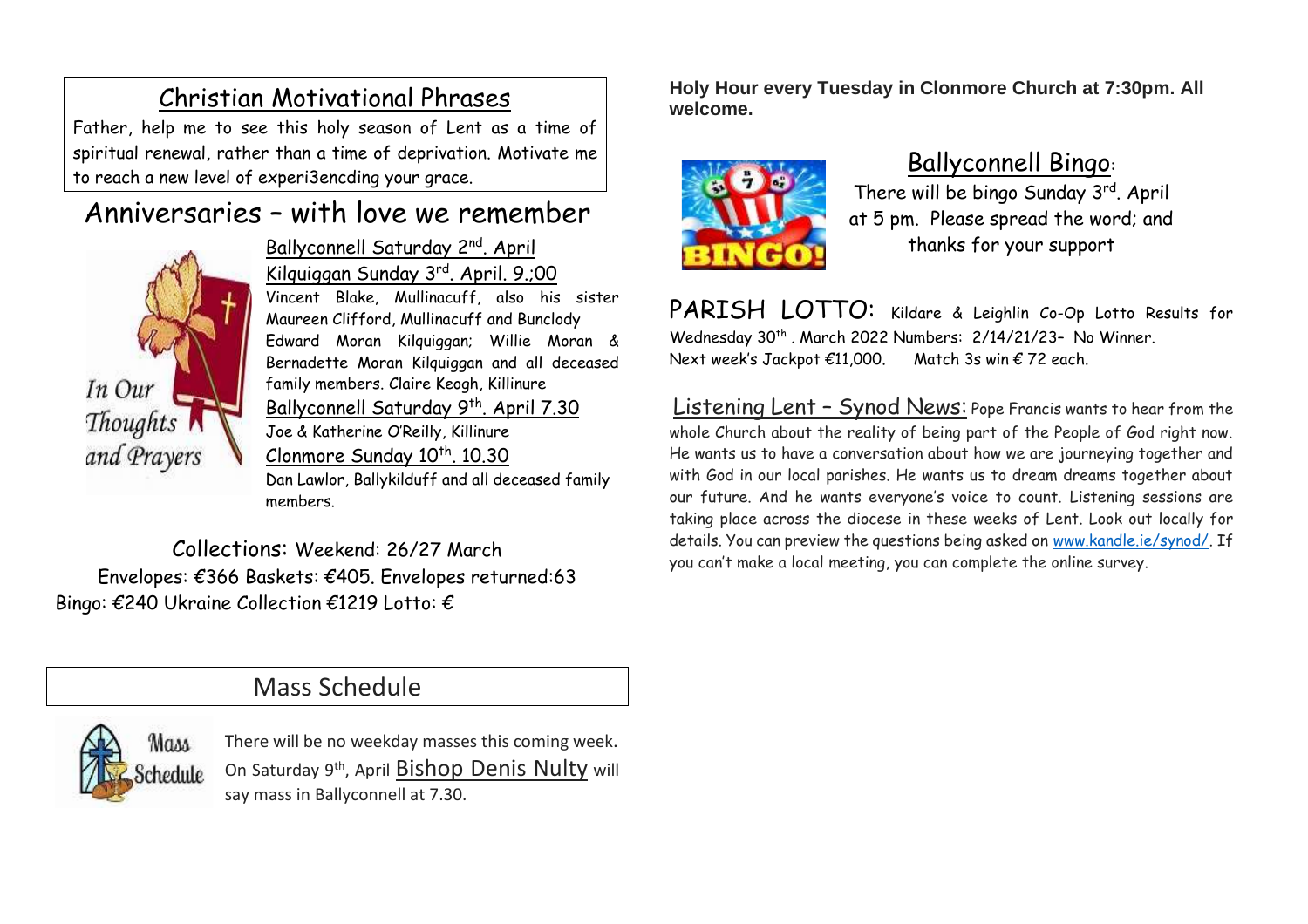## Christian Motivational Phrases

Father, help me to see this holy season of Lent as a time of spiritual renewal, rather than a time of deprivation. Motivate me to reach a new level of experi3encding your grace.

## Anniversaries – with love we remember

Ballyconnell Saturday 2nd. April

Kilquiggan Sunday 3rd. April. 9.;00

Vincent Blake, Mullinacuff, also his sister Maureen Clifford, Mullinacuff and Bunclody Edward Moran Kilquiggan; Willie Moran & Bernadette Moran Kilquiggan and all deceased family members. Claire Keogh, Killinure

Ballyconnell Saturday 9th. April 7.30

Joe & Katherine O'Reilly, Killinure

Clonmore Sunday 10th. 10.30

Dan Lawlor, Ballykilduff and all deceased family members.

Collections: Weekend: 26/27 March

Envelopes: €366 Baskets: €405. Envelopes returned:63

Bingo: €240 Ukraine Collection €1219 Lotto: €

## Mass Schedule

There will be no weekday masses this coming week. On Saturday 9th, April Bishop Denis Nulty will say mass in Ballyconnell at 7.30.

**Holy Hour every Tuesday in Clonmore Church at 7:30pm. All welcome.**

## Ballyconnell Bingo:

There will be bingo Sunday 3rd. April at 5 pm. Please spread the word; and thanks for your support

**PARISH LOTTO:** Kildare & Leighlin Co-Op Lotto Results for Wednesday 30th . March 2022 Numbers: 2/14/21/23– No Winner.
Next week's Jackpot €11,000. Match 3s win € 72 each.

**Listening Lent – Synod News:** Pope Francis wants to hear from the whole Church about the reality of being part of the People of God right now. He wants us to have a conversation about how we are journeying together and with God in our local parishes. He wants us to dream dreams together about our future. And he wants everyone's voice to count. Listening sessions are taking place across the diocese in these weeks of Lent. Look out locally for details. You can preview the questions being asked on www.kandle.ie/synod/. If you can't make a local meeting, you can complete the online survey.